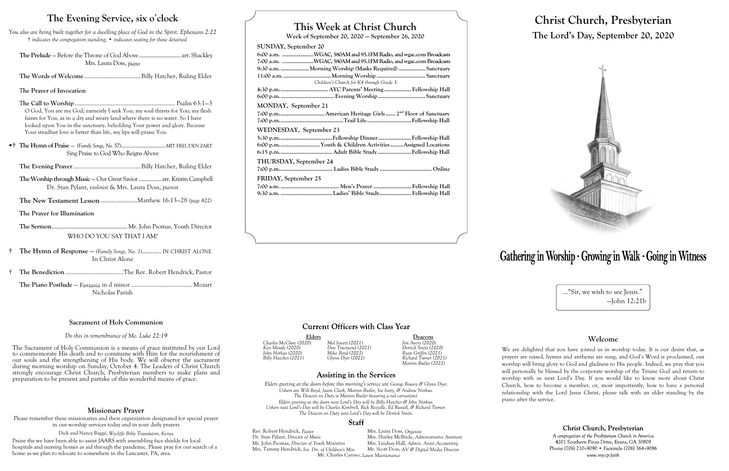# The Evening Service, six o'clock

*You also are being built together for a dwelling place of God in the Spirit. Ephesians 2:22*
*† indicates the congregation standing; • indicates seating for those detained*

**The Prelude** – Before the Throne of God Above ............................ arr. Shackley
Mrs. Laura Doss, *piano*

**The Words of Welcome** .................................... Billy Hatcher, Ruling Elder

The Prayer of Invocation

The Call to Worship ................................................................ Psalm 63:1–3
O God, You are my God; earnestly I seek You; my soul thirsts for You; my flesh faints for You, as in a dry and weary land where there is no water. So I have looked upon You in the sanctuary, beholding Your power and glory. Because Your steadfast love is better than life, my lips will praise You.

•† **The Hymn of Praise** – *(Family Songs, No. 57)*.................................MIT FREUDEN ZART
Sing Praise to God Who Reigns Above

**The Evening Prayer** ........................................... Billy Hatcher, Ruling Elder

**The Worship through Music** – Our Great Savior .................arr. Kristin Campbell
Dr. Stan Pylant, *violinist* & Mrs. Laura Doss, *pianist*

**The New Testament Lesson** .....................Matthew 16:13–28 *(page 822)*

The Prayer for Illumination

**The Sermon**..................................................... Mr. John Psomas, Youth Director
WHO DO YOU SAY THAT I AM?

† **The Hymn of Response** – *(Family Songs, No. 1)*........... IN CHRIST ALONE
In Christ Alone

† **The Benediction** .....................................The Rev. Robert Hendrick, Pastor

**The Piano Postlude** – *Fantasia* in d minor ...................................... Mozart
Nicholas Parish

## Sacrament of Holy Communion

*Do this in remembrance of Me. Luke 22:19*

The Sacrament of Holy Communion is a means of grace instituted by our Lord to commemorate His death and to commune with Him for the nourishment of our souls and the strengthening of His body. We will observe the sacrament during morning worship on Sunday, October 4. The Leaders of Christ Church strongly encourage Christ Church, Presbyterian members to make plans and preparation to be present and partake of this wonderful means of grace.

## Missionary Prayer

Please remember these missionaries and their organization designated for special prayer in our worship services today and in your daily prayers

Dick and Nancy Baggé, *Wycliffe Bible Translators, Kenya*

Praise the we have been able to assist JAARS with assembling face shields for local hospitals and nursing homes as aid through the pandemic. Please pray for our search of a home as we plan to relocate to somewhere in the Lancaster, PA, area.

# This Week at Christ Church

Week of September 20, 2020 — September 26, 2020

**SUNDAY, September 20**

6:00 a.m. ....................WGAC, 580AM and 95.1FM Radio, and wgac.com Broadcasts
7:00 a.m. ....................WGAC, 580AM and 95.1FM Radio, and wgac.com Broadcasts
9:30 a.m. .................. Morning Worship (Masks Required) ................. Sanctuary
11:00 a.m. .............................. Morning Worship ............................... Sanctuary
*Children's Church for K4 through Grade 3.*
4:30 p.m............................... AYC Parents' Meeting ................. Fellowship Hall
6:00 p.m................................. Evening Worship .............................. Sanctuary

**MONDAY, September 21**

7:00 p.m............................ American Heritage Girls ...... 2nd Floor of Sanctuary
7:00 p.m.......................................Trail Life........................... Fellowship Hall

**WEDNESDAY, September 23**

5:30 p.m.................................Fellowship Dinner..................... Fellowship Hall
6:00 p.m......................... Youth & Children Activities ........Assigned Locations
6:15 p.m................................. Adult Bible Study ..................... Fellowship Hall

**THURSDAY, September 24**

7:00 p.m................................. Ladies Bible Study ................................. Online

**FRIDAY, September 25**

7:00 a.m. ..................................... Men's Prayer ........................ Fellowship Hall
9:30 a.m. ................................Ladies' Bible Study.................... Fellowship Hall

## Current Officers with Class Year

**Elders**

*Charles McClure (2020)*
*Ken Moody (2020)*
*John Norkus (2020)*
*Billy Hatcher (2021)*
*Mel Jewett (2021)*
*Don Townsend (2021)*
*Mike Boyd (2022)*
*Glynn Dyer (2022)*

**Deacons**

*Jim Avery (2020)*
*Derrick Smits (2020)*
*Ryan Griffin (2021)*
*Richard Turner (2021)*
*Marion Butler (2022)*

## Assisting in the Services

*Elders greeting at the doors before this morning's service are George Bowen & Glynn Dyer.*
*Ushers are Will Boyd, Jason Clark, Marion Butler, Joe Ivory, & Andrew Norkus.*
*The Deacon on Duty is Marion Butler (wearing a red carnation).*
*Elders greeting at the doors next Lord's Day will be Billy Hatcher & John Norkus.*
*Ushers next Lord's Day will be Charles Kimbrell, Rick Rezzelle, Ed Russell, & Richard Turner.*
*The Deacon on Duty next Lord's Day will be Derrick Smits.*

## Staff

Rev. Robert Hendrick, *Pastor*
Dr. Stan Pylant, *Director of Music*
Mr. John Psomas, *Director of Youth Ministries*
Mrs. Tammy Hendrick, *Int. Dir. of Children's Min.*
Mrs. Laura Doss, *Organist*
Mrs. Shirley McBride, *Administrative Assistant*
Mrs. Lindsay Hall, *Admin. Assist.-Accounting*
Mr. Scott Doss, *AV & Digital Media Director*
Mr. Charles Caruso, *Lawn Maintenance*

# Christ Church, Presbyterian

## The Lord's Day, September 20, 2020

**Gathering in Worship · Growing in Walk · Going in Witness**

…"Sir, we wish to see Jesus."
—John 12:21b

## Welcome

We are delighted that you have joined us in worship today. It is our desire that, as prayers are raised, hymns and anthems are sung, and God's Word is proclaimed, our worship will bring glory to God and gladness to His people. Indeed, we pray that you will personally be blessed by the corporate worship of the Triune God and return to worship with us next Lord's Day. If you would like to know more about Christ Church, how to become a member, or, most importantly, how to have a personal relationship with the Lord Jesus Christ, please talk with an elder standing by the piano after the service.

**Christ Church, Presbyterian**
*A congregation of the Presbyterian Church in America*
4201 Southern Pines Drive, Evans, GA 30809
Phone (706) 210-9090 • Facsimile (706) 364-9086
*www.myccp.faith*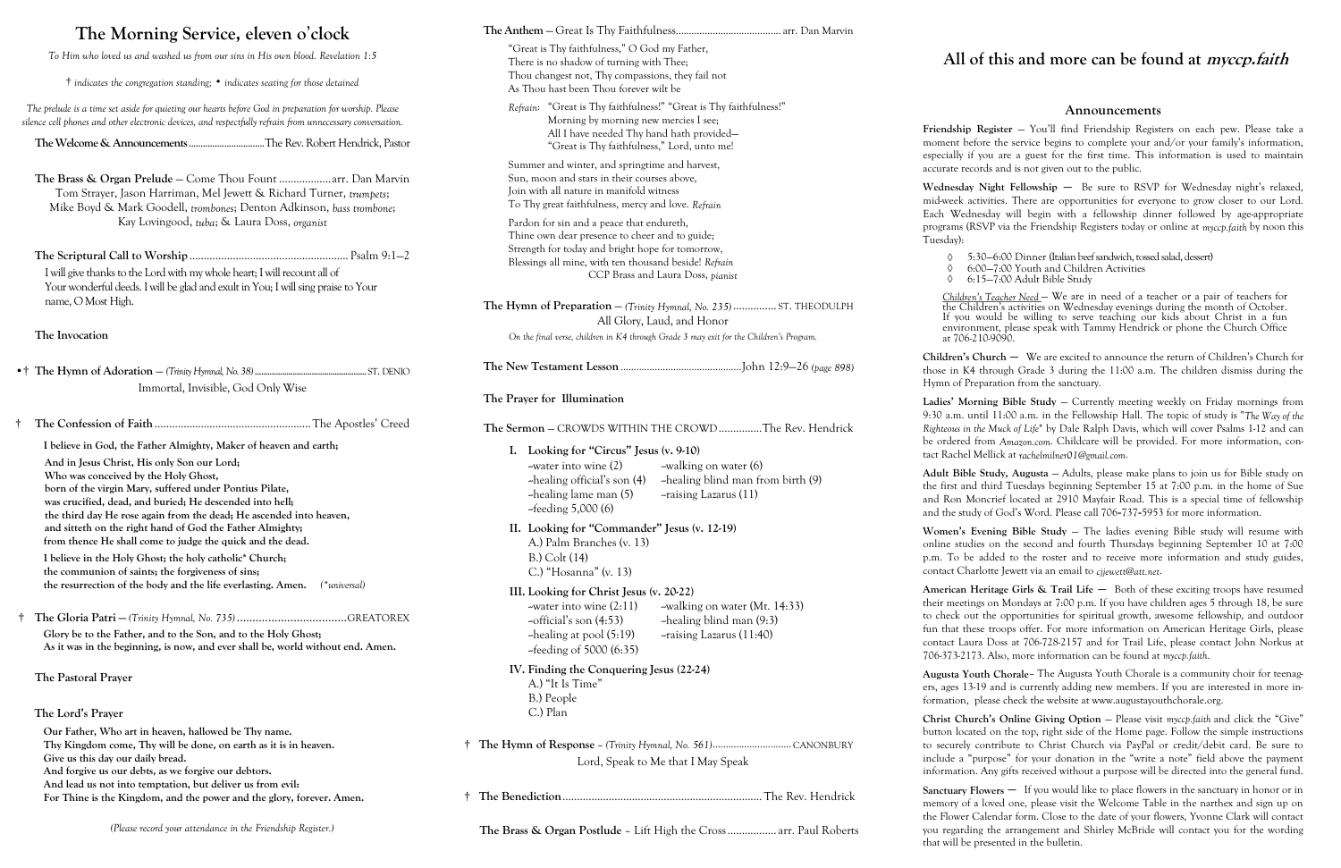# The Morning Service, eleven o'clock

*To Him who loved us and washed us from our sins in His own blood. Revelation 1:5*

*† indicates the congregation standing; • indicates seating for those detained*

*The prelude is a time set aside for quieting our hearts before God in preparation for worship. Please silence cell phones and other electronic devices, and respectfully refrain from unnecessary conversation.*

**The Welcome & Announcements** ................................ The Rev. Robert Hendrick, Pastor

**The Brass & Organ Prelude** – Come Thou Fount .................. arr. Dan Marvin
Tom Strayer, Jason Harriman, Mel Jewett & Richard Turner, *trumpets*;
Mike Boyd & Mark Goodell, *trombones*; Denton Adkinson, *bass trombone*;
Kay Lovingood, *tuba*; & Laura Doss, *organist*

**The Scriptural Call to Worship** ........................................ Psalm 9:1–2

I will give thanks to the Lord with my whole heart; I will recount all of Your wonderful deeds. I will be glad and exult in You; I will sing praise to Your name, O Most High.

**The Invocation**

•† **The Hymn of Adoration** – *(Trinity Hymnal, No. 38)* .................... ST. DENIO
Immortal, Invisible, God Only Wise

† **The Confession of Faith** ........................................ The Apostles' Creed

**I believe in God, the Father Almighty, Maker of heaven and earth;**

**And in Jesus Christ, His only Son our Lord;**
**Who was conceived by the Holy Ghost,**
**born of the virgin Mary, suffered under Pontius Pilate,**
**was crucified, dead, and buried; He descended into hell;**
**the third day He rose again from the dead; He ascended into heaven,**
**and sitteth on the right hand of God the Father Almighty;**
**from thence He shall come to judge the quick and the dead.**

**I believe in the Holy Ghost; the holy catholic\* Church;**
**the communion of saints; the forgiveness of sins;**
**the resurrection of the body and the life everlasting. Amen.** *(\*universal)*

† **The Gloria Patri** – *(Trinity Hymnal, No. 735)* .................................. GREATOREX

**Glory be to the Father, and to the Son, and to the Holy Ghost;**
**As it was in the beginning, is now, and ever shall be, world without end. Amen.**

**The Pastoral Prayer**

**The Lord's Prayer**

**Our Father, Who art in heaven, hallowed be Thy name.**
**Thy Kingdom come, Thy will be done, on earth as it is in heaven.**
**Give us this day our daily bread.**
**And forgive us our debts, as we forgive our debtors.**
**And lead us not into temptation, but deliver us from evil:**
**For Thine is the Kingdom, and the power and the glory, forever. Amen.**

*(Please record your attendance in the Friendship Register.)*

**The Anthem** – Great Is Thy Faithfulness ........................................ arr. Dan Marvin

"Great is Thy faithfulness," O God my Father,
There is no shadow of turning with Thee;
Thou changest not, Thy compassions, they fail not
As Thou hast been Thou forever wilt be

*Refrain:* "Great is Thy faithfulness!" "Great is Thy faithfulness!"
Morning by morning new mercies I see;
All I have needed Thy hand hath provided—
"Great is Thy faithfulness," Lord, unto me!

Summer and winter, and springtime and harvest,
Sun, moon and stars in their courses above,
Join with all nature in manifold witness
To Thy great faithfulness, mercy and love. *Refrain*

Pardon for sin and a peace that endureth,
Thine own dear presence to cheer and to guide;
Strength for today and bright hope for tomorrow,
Blessings all mine, with ten thousand beside! *Refrain*

CCP Brass and Laura Doss, *pianist*

**The Hymn of Preparation** – *(Trinity Hymnal, No. 235)* ............... ST. THEODULPH
All Glory, Laud, and Honor

*On the final verse, children in K4 through Grade 3 may exit for the Children's Program.*

**The New Testament Lesson** ............................................. John 12:9–26 *(page 898)*

**The Prayer for Illumination**

**The Sermon** – CROWDS WITHIN THE CROWD ............... The Rev. Hendrick

**I. Looking for "Circus" Jesus (v. 9-10)**
- ~water into wine (2)
- ~healing official's son (4)
- ~healing lame man (5)
- ~feeding 5,000 (6)
- ~walking on water (6)
- ~healing blind man from birth (9)
- ~raising Lazarus (11)

**II. Looking for "Commander" Jesus (v. 12-19)**
A.) Palm Branches (v. 13)
B.) Colt (14)
C.) "Hosanna" (v. 13)

**III. Looking for Christ Jesus (v. 20-22)**
- ~water into wine (2:11)
- ~official's son (4:53)
- ~healing at pool (5:19)
- ~feeding of 5000 (6:35)
- ~walking on water (Mt. 14:33)
- ~healing blind man (9:3)
- ~raising Lazarus (11:40)

**IV. Finding the Conquering Jesus (22-24)**
A.) "It Is Time"
B.) People
C.) Plan

† **The Hymn of Response** – *(Trinity Hymnal, No. 561)* .............................. CANONBURY
Lord, Speak to Me that I May Speak

† **The Benediction** .................................................................. The Rev. Hendrick

**The Brass & Organ Postlude** – Lift High the Cross ................. arr. Paul Roberts

## All of this and more can be found at *myccp.faith*

### Announcements

**Friendship Register** – You'll find Friendship Registers on each pew. Please take a moment before the service begins to complete your and/or your family's information, especially if you are a guest for the first time. This information is used to maintain accurate records and is not given out to the public.

**Wednesday Night Fellowship** — Be sure to RSVP for Wednesday night's relaxed, mid-week activities. There are opportunities for everyone to grow closer to our Lord. Each Wednesday will begin with a fellowship dinner followed by age-appropriate programs (RSVP via the Friendship Registers today or online at *myccp.faith* by noon this Tuesday):

- ◊ 5:30–6:00 Dinner (Italian beef sandwich, tossed salad, dessert)
- ◊ 6:00–7:00 Youth and Children Activities
- ◊ 6:15–7:00 Adult Bible Study

*Children's Teacher Need* – We are in need of a teacher or a pair of teachers for the Children's activities on Wednesday evenings during the month of October. If you would be willing to serve teaching our kids about Christ in a fun environment, please speak with Tammy Hendrick or phone the Church Office at 706-210-9090.

**Children's Church** — We are excited to announce the return of Children's Church for those in K4 through Grade 3 during the 11:00 a.m. The children dismiss during the Hymn of Preparation from the sanctuary.

**Ladies' Morning Bible Study** – Currently meeting weekly on Friday mornings from 9:30 a.m. until 11:00 a.m. in the Fellowship Hall. The topic of study is "*The Way of the Righteous in the Muck of Life*" by Dale Ralph Davis, which will cover Psalms 1-12 and can be ordered from *Amazon.com*. Childcare will be provided. For more information, contact Rachel Mellick at *rachelmilner01@gmail.com*.

**Adult Bible Study, Augusta** – Adults, please make plans to join us for Bible study on the first and third Tuesdays beginning September 15 at 7:00 p.m. in the home of Sue and Ron Moncrief located at 2910 Mayfair Road. This is a special time of fellowship and the study of God's Word. Please call 706-737-5953 for more information.

**Women's Evening Bible Study** – The ladies evening Bible study will resume with online studies on the second and fourth Thursdays beginning September 10 at 7:00 p.m. To be added to the roster and to receive more information and study guides, contact Charlotte Jewett via an email to *cjewett@att.net*.

**American Heritage Girls & Trail Life** — Both of these exciting troops have resumed their meetings on Mondays at 7:00 p.m. If you have children ages 5 through 18, be sure to check out the opportunities for spiritual growth, awesome fellowship, and outdoor fun that these troops offer. For more information on American Heritage Girls, please contact Laura Doss at 706-728-2157 and for Trail Life, please contact John Norkus at 706-373-2173. Also, more information can be found at *myccp.faith*.

**Augusta Youth Chorale**– The Augusta Youth Chorale is a community choir for teenagers, ages 13-19 and is currently adding new members. If you are interested in more information, please check the website at www.augustayouthchorale.org.

**Christ Church's Online Giving Option** – Please visit *myccp.faith* and click the "Give" button located on the top, right side of the Home page. Follow the simple instructions to securely contribute to Christ Church via PayPal or credit/debit card. Be sure to include a "purpose" for your donation in the "write a note" field above the payment information. Any gifts received without a purpose will be directed into the general fund.

**Sanctuary Flowers** — If you would like to place flowers in the sanctuary in honor or in memory of a loved one, please visit the Welcome Table in the narthex and sign up on the Flower Calendar form. Close to the date of your flowers, Yvonne Clark will contact you regarding the arrangement and Shirley McBride will contact you for the wording that will be presented in the bulletin.